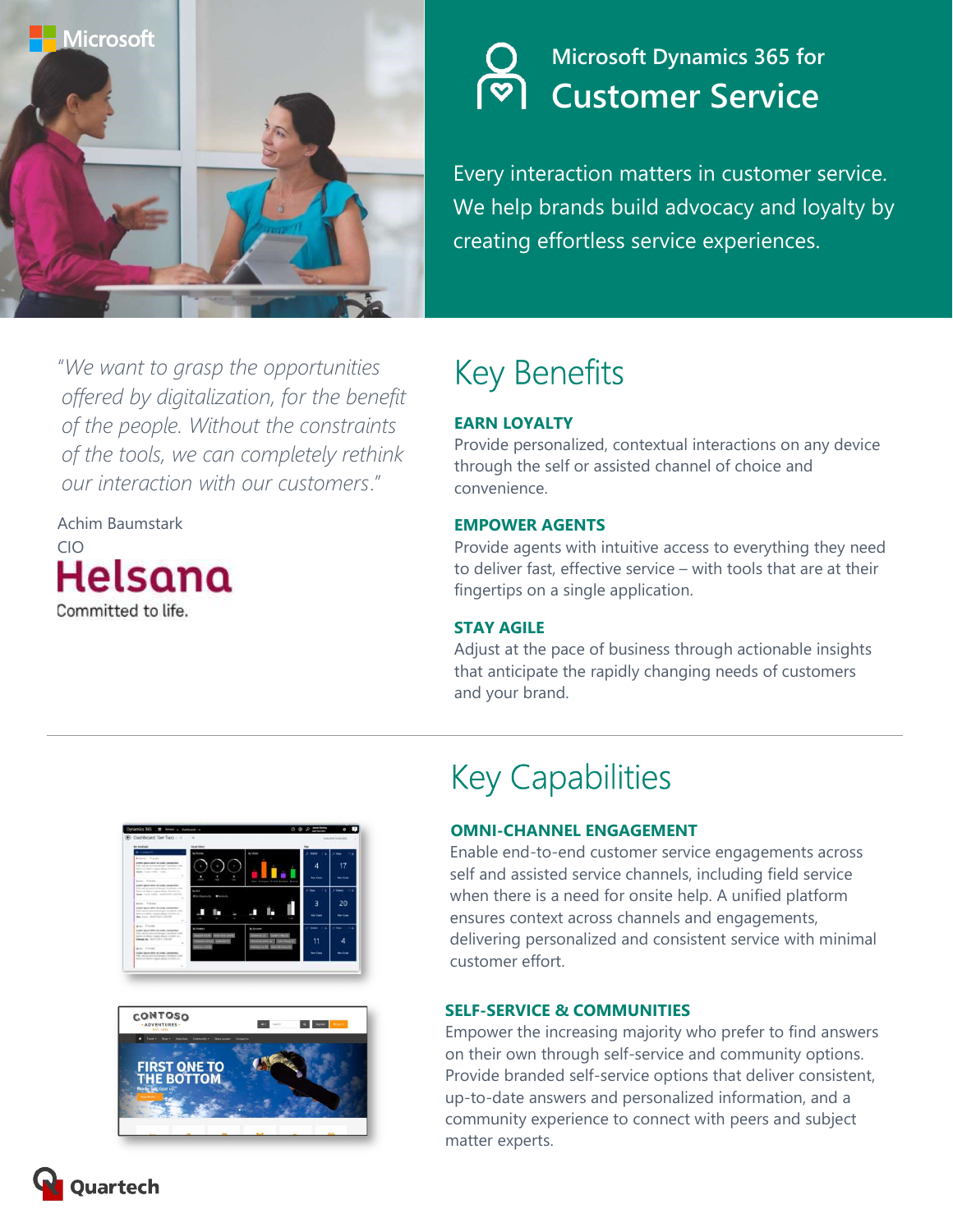Microsoft

# Microsoft Dynamics 365 for Customer Service

Every interaction matters in customer service. We help brands build advocacy and loyalty by creating effortless service experiences.

*"We want to grasp the opportunities offered by digitalization, for the benefit of the people. Without the constraints of the tools, we can completely rethink our interaction with our customers."*

Achim Baumstark
CIO
Helsana
Committed to life.

## Key Benefits

### EARN LOYALTY

Provide personalized, contextual interactions on any device through the self or assisted channel of choice and convenience.

### EMPOWER AGENTS

Provide agents with intuitive access to everything they need to deliver fast, effective service – with tools that are at their fingertips on a single application.

### STAY AGILE

Adjust at the pace of business through actionable insights that anticipate the rapidly changing needs of customers and your brand.

---

## Key Capabilities

### OMNI-CHANNEL ENGAGEMENT

Enable end-to-end customer service engagements across self and assisted service channels, including field service when there is a need for onsite help. A unified platform ensures context across channels and engagements, delivering personalized and consistent service with minimal customer effort.

### SELF-SERVICE & COMMUNITIES

Empower the increasing majority who prefer to find answers on their own through self-service and community options. Provide branded self-service options that deliver consistent, up-to-date answers and personalized information, and a community experience to connect with peers and subject matter experts.

Quartech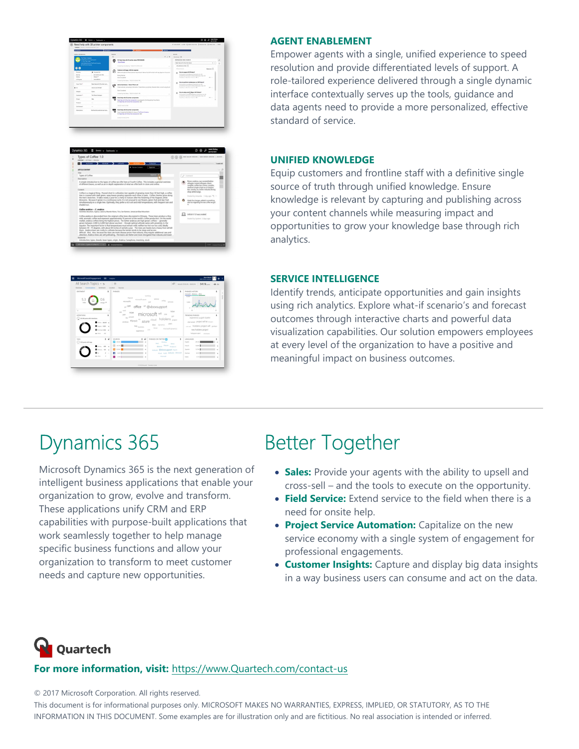## AGENT ENABLEMENT

Empower agents with a single, unified experience to speed resolution and provide differentiated levels of support. A role-tailored experience delivered through a single dynamic interface contextually serves up the tools, guidance and data agents need to provide a more personalized, effective standard of service.

## UNIFIED KNOWLEDGE

Equip customers and frontline staff with a definitive single source of truth through unified knowledge. Ensure knowledge is relevant by capturing and publishing across your content channels while measuring impact and opportunities to grow your knowledge base through rich analytics.

## SERVICE INTELLIGENCE

Identify trends, anticipate opportunities and gain insights using rich analytics. Explore what-if scenario's and forecast outcomes through interactive charts and powerful data visualization capabilities. Our solution empowers employees at every level of the organization to have a positive and meaningful impact on business outcomes.

# Dynamics 365

Microsoft Dynamics 365 is the next generation of intelligent business applications that enable your organization to grow, evolve and transform. These applications unify CRM and ERP capabilities with purpose-built applications that work seamlessly together to help manage specific business functions and allow your organization to transform to meet customer needs and capture new opportunities.

# Better Together

- **Sales:** Provide your agents with the ability to upsell and cross-sell – and the tools to execute on the opportunity.
- **Field Service:** Extend service to the field when there is a need for onsite help.
- **Project Service Automation:** Capitalize on the new service economy with a single system of engagement for professional engagements.
- **Customer Insights:** Capture and display big data insights in a way business users can consume and act on the data.

Quartech

**For more information, visit:** https://www.Quartech.com/contact-us

© 2017 Microsoft Corporation. All rights reserved.

This document is for informational purposes only. MICROSOFT MAKES NO WARRANTIES, EXPRESS, IMPLIED, OR STATUTORY, AS TO THE INFORMATION IN THIS DOCUMENT. Some examples are for illustration only and are fictitious. No real association is intended or inferred.